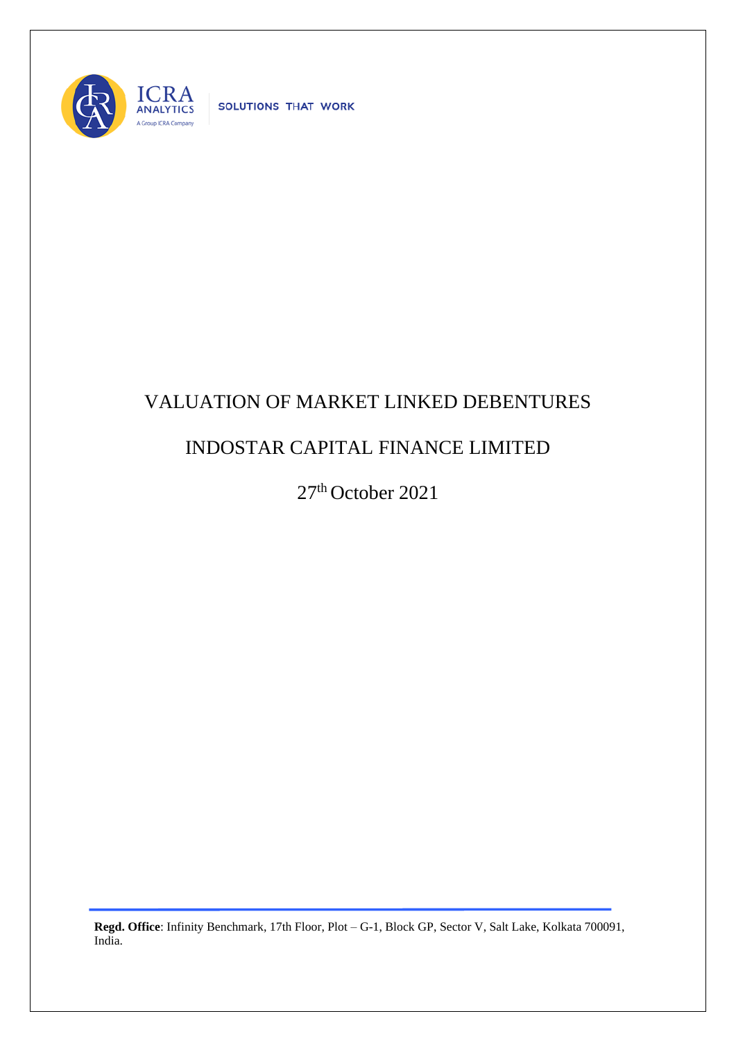ICRA ANALYTICS

A Group ICRA Company

SOLUTIONS THAT WORK

# VALUATION OF MARKET LINKED DEBENTURES

# INDOSTAR CAPITAL FINANCE LIMITED

27th October 2021

**Regd. Office**: Infinity Benchmark, 17th Floor, Plot – G-1, Block GP, Sector V, Salt Lake, Kolkata 700091, India.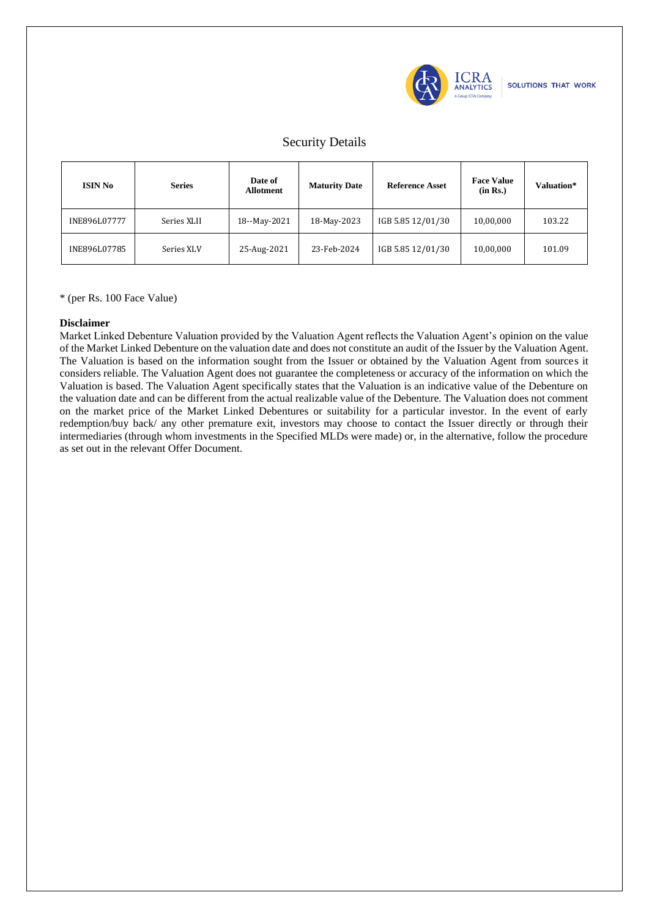## Security Details

| ISIN No | Series | Date of Allotment | Maturity Date | Reference Asset | Face Value (in Rs.) | Valuation* |
|---|---|---|---|---|---|---|
| INE896L07777 | Series XLII | 18--May-2021 | 18-May-2023 | IGB 5.85 12/01/30 | 10,00,000 | 103.22 |
| INE896L07785 | Series XLV | 25-Aug-2021 | 23-Feb-2024 | IGB 5.85 12/01/30 | 10,00,000 | 101.09 |

* (per Rs. 100 Face Value)

**Disclaimer**

Market Linked Debenture Valuation provided by the Valuation Agent reflects the Valuation Agent's opinion on the value of the Market Linked Debenture on the valuation date and does not constitute an audit of the Issuer by the Valuation Agent. The Valuation is based on the information sought from the Issuer or obtained by the Valuation Agent from sources it considers reliable. The Valuation Agent does not guarantee the completeness or accuracy of the information on which the Valuation is based. The Valuation Agent specifically states that the Valuation is an indicative value of the Debenture on the valuation date and can be different from the actual realizable value of the Debenture. The Valuation does not comment on the market price of the Market Linked Debentures or suitability for a particular investor. In the event of early redemption/buy back/ any other premature exit, investors may choose to contact the Issuer directly or through their intermediaries (through whom investments in the Specified MLDs were made) or, in the alternative, follow the procedure as set out in the relevant Offer Document.